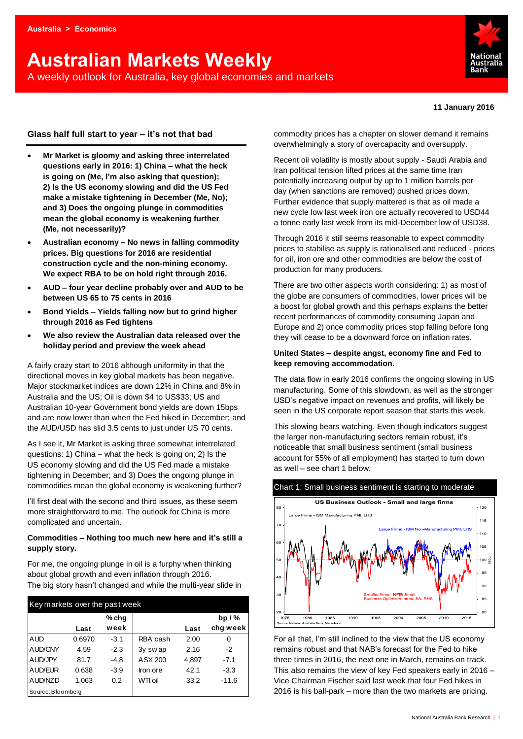Australia > Economics

# Australian Markets Weekly

A weekly outlook for Australia, key global economies and markets

**11 January 2016**

## Glass half full start to year – it's not that bad

- **Mr Market is gloomy and asking three interrelated questions early in 2016: 1) China – what the heck is going on (Me, I'm also asking that question); 2) Is the US economy slowing and did the US Fed make a mistake tightening in December (Me, No); and 3) Does the ongoing plunge in commodities mean the global economy is weakening further (Me, not necessarily)?**
- **Australian economy – No news in falling commodity prices. Big questions for 2016 are residential construction cycle and the non-mining economy. We expect RBA to be on hold right through 2016.**
- **AUD – four year decline probably over and AUD to be between US 65 to 75 cents in 2016**
- **Bond Yields – Yields falling now but to grind higher through 2016 as Fed tightens**
- **We also review the Australian data released over the holiday period and preview the week ahead**

A fairly crazy start to 2016 although uniformity in that the directional moves in key global markets has been negative. Major stockmarket indices are down 12% in China and 8% in Australia and the US; Oil is down $4 to US$33; US and Australian 10-year Government bond yields are down 15bps and are now lower than when the Fed hiked in December; and the AUD/USD has slid 3.5 cents to just under US 70 cents.

As I see it, Mr Market is asking three somewhat interrelated questions: 1) China – what the heck is going on; 2) Is the US economy slowing and did the US Fed made a mistake tightening in December; and 3) Does the ongoing plunge in commodities mean the global economy is weakening further?

I'll first deal with the second and third issues, as these seem more straightforward to me. The outlook for China is more complicated and uncertain.

**Commodities – Nothing too much new here and it's still a supply story.**

For me, the ongoing plunge in oil is a furphy when thinking about global growth and even inflation through 2016. The big story hasn't changed and while the multi-year slide in commodity prices has a chapter on slower demand it remains overwhelmingly a story of overcapacity and oversupply.

Recent oil volatility is mostly about supply - Saudi Arabia and Iran political tension lifted prices at the same time Iran potentially increasing output by up to 1 million barrels per day (when sanctions are removed) pushed prices down. Further evidence that supply mattered is that as oil made a new cycle low last week iron ore actually recovered to USD44 a tonne early last week from its mid-December low of USD38.

Through 2016 it still seems reasonable to expect commodity prices to stabilise as supply is rationalised and reduced - prices for oil, iron ore and other commodities are below the cost of production for many producers.

There are two other aspects worth considering: 1) as most of the globe are consumers of commodities, lower prices will be a boost for global growth and this perhaps explains the better recent performances of commodity consuming Japan and Europe and 2) once commodity prices stop falling before long they will cease to be a downward force on inflation rates.

**United States – despite angst, economy fine and Fed to keep removing accommodation.**

The data flow in early 2016 confirms the ongoing slowing in US manufacturing. Some of this slowdown, as well as the stronger USD's negative impact on revenues and profits, will likely be seen in the US corporate report season that starts this week.

This slowing bears watching. Even though indicators suggest the larger non-manufacturing sectors remain robust, it's noticeable that small business sentiment (small business account for 55% of all employment) has started to turn down as well – see chart 1 below.

Chart 1: Small business sentiment is starting to moderate

For all that, I'm still inclined to the view that the US economy remains robust and that NAB's forecast for the Fed to hike three times in 2016, the next one in March, remains on track. This also remains the view of key Fed speakers early in 2016 – Vice Chairman Fischer said last week that four Fed hikes in 2016 is his ball-park – more than the two markets are pricing.

**Key markets over the past week**

| | Last | % chg week | | Last | bp / % chg week |
|---|---|---|---|---|---|
| AUD | 0.6970 | -3.1 | RBA cash | 2.00 | 0 |
| AUD/CNY | 4.59 | -2.3 | 3y swap | 2.16 | -2 |
| AUD/JPY | 81.7 | -4.8 | ASX 200 | 4,897 | -7.1 |
| AUD/EUR | 0.638 | -3.9 | Iron ore | 42.1 | -3.3 |
| AUD/NZD | 1.063 | 0.2 | WTI oil | 33.2 | -11.6 |

Source: Bloomberg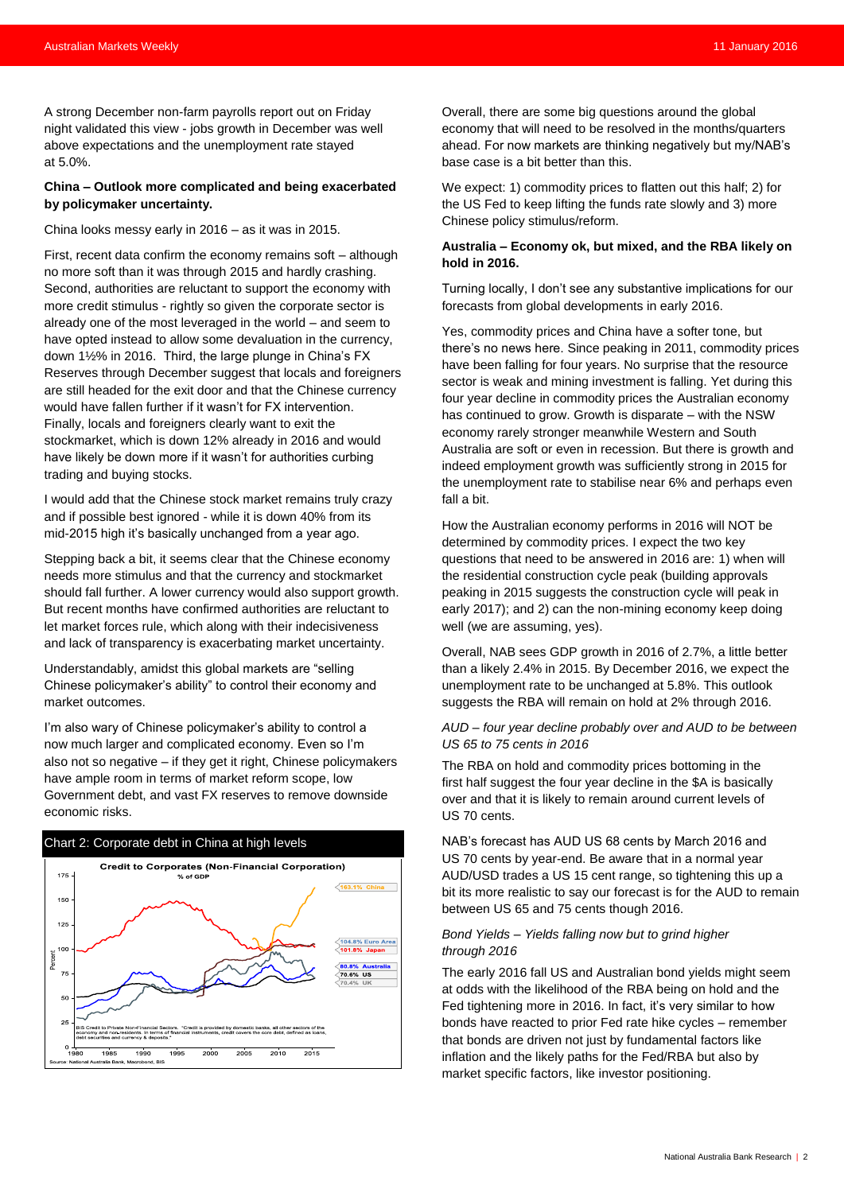A strong December non-farm payrolls report out on Friday night validated this view - jobs growth in December was well above expectations and the unemployment rate stayed at 5.0%.

**China – Outlook more complicated and being exacerbated by policymaker uncertainty.**

China looks messy early in 2016 – as it was in 2015.

First, recent data confirm the economy remains soft – although no more soft than it was through 2015 and hardly crashing. Second, authorities are reluctant to support the economy with more credit stimulus - rightly so given the corporate sector is already one of the most leveraged in the world – and seem to have opted instead to allow some devaluation in the currency, down 1½% in 2016. Third, the large plunge in China's FX Reserves through December suggest that locals and foreigners are still headed for the exit door and that the Chinese currency would have fallen further if it wasn't for FX intervention. Finally, locals and foreigners clearly want to exit the stockmarket, which is down 12% already in 2016 and would have likely be down more if it wasn't for authorities curbing trading and buying stocks.

I would add that the Chinese stock market remains truly crazy and if possible best ignored - while it is down 40% from its mid-2015 high it's basically unchanged from a year ago.

Stepping back a bit, it seems clear that the Chinese economy needs more stimulus and that the currency and stockmarket should fall further. A lower currency would also support growth. But recent months have confirmed authorities are reluctant to let market forces rule, which along with their indecisiveness and lack of transparency is exacerbating market uncertainty.

Understandably, amidst this global markets are "selling Chinese policymaker's ability" to control their economy and market outcomes.

I'm also wary of Chinese policymaker's ability to control a now much larger and complicated economy. Even so I'm also not so negative – if they get it right, Chinese policymakers have ample room in terms of market reform scope, low Government debt, and vast FX reserves to remove downside economic risks.

**Chart 2: Corporate debt in China at high levels**

Source: National Australia Bank, Macrobond, BIS

Overall, there are some big questions around the global economy that will need to be resolved in the months/quarters ahead. For now markets are thinking negatively but my/NAB's base case is a bit better than this.

We expect: 1) commodity prices to flatten out this half; 2) for the US Fed to keep lifting the funds rate slowly and 3) more Chinese policy stimulus/reform.

**Australia – Economy ok, but mixed, and the RBA likely on hold in 2016.**

Turning locally, I don't see any substantive implications for our forecasts from global developments in early 2016.

Yes, commodity prices and China have a softer tone, but there's no news here. Since peaking in 2011, commodity prices have been falling for four years. No surprise that the resource sector is weak and mining investment is falling. Yet during this four year decline in commodity prices the Australian economy has continued to grow. Growth is disparate – with the NSW economy rarely stronger meanwhile Western and South Australia are soft or even in recession. But there is growth and indeed employment growth was sufficiently strong in 2015 for the unemployment rate to stabilise near 6% and perhaps even fall a bit.

How the Australian economy performs in 2016 will NOT be determined by commodity prices. I expect the two key questions that need to be answered in 2016 are: 1) when will the residential construction cycle peak (building approvals peaking in 2015 suggests the construction cycle will peak in early 2017); and 2) can the non-mining economy keep doing well (we are assuming, yes).

Overall, NAB sees GDP growth in 2016 of 2.7%, a little better than a likely 2.4% in 2015. By December 2016, we expect the unemployment rate to be unchanged at 5.8%. This outlook suggests the RBA will remain on hold at 2% through 2016.

*AUD – four year decline probably over and AUD to be between US 65 to 75 cents in 2016*

The RBA on hold and commodity prices bottoming in the first half suggest the four year decline in the $A is basically over and that it is likely to remain around current levels of US 70 cents.

NAB's forecast has AUD US 68 cents by March 2016 and US 70 cents by year-end. Be aware that in a normal year AUD/USD trades a US 15 cent range, so tightening this up a bit its more realistic to say our forecast is for the AUD to remain between US 65 and 75 cents though 2016.

*Bond Yields – Yields falling now but to grind higher through 2016*

The early 2016 fall US and Australian bond yields might seem at odds with the likelihood of the RBA being on hold and the Fed tightening more in 2016. In fact, it's very similar to how bonds have reacted to prior Fed rate hike cycles – remember that bonds are driven not just by fundamental factors like inflation and the likely paths for the Fed/RBA but also by market specific factors, like investor positioning.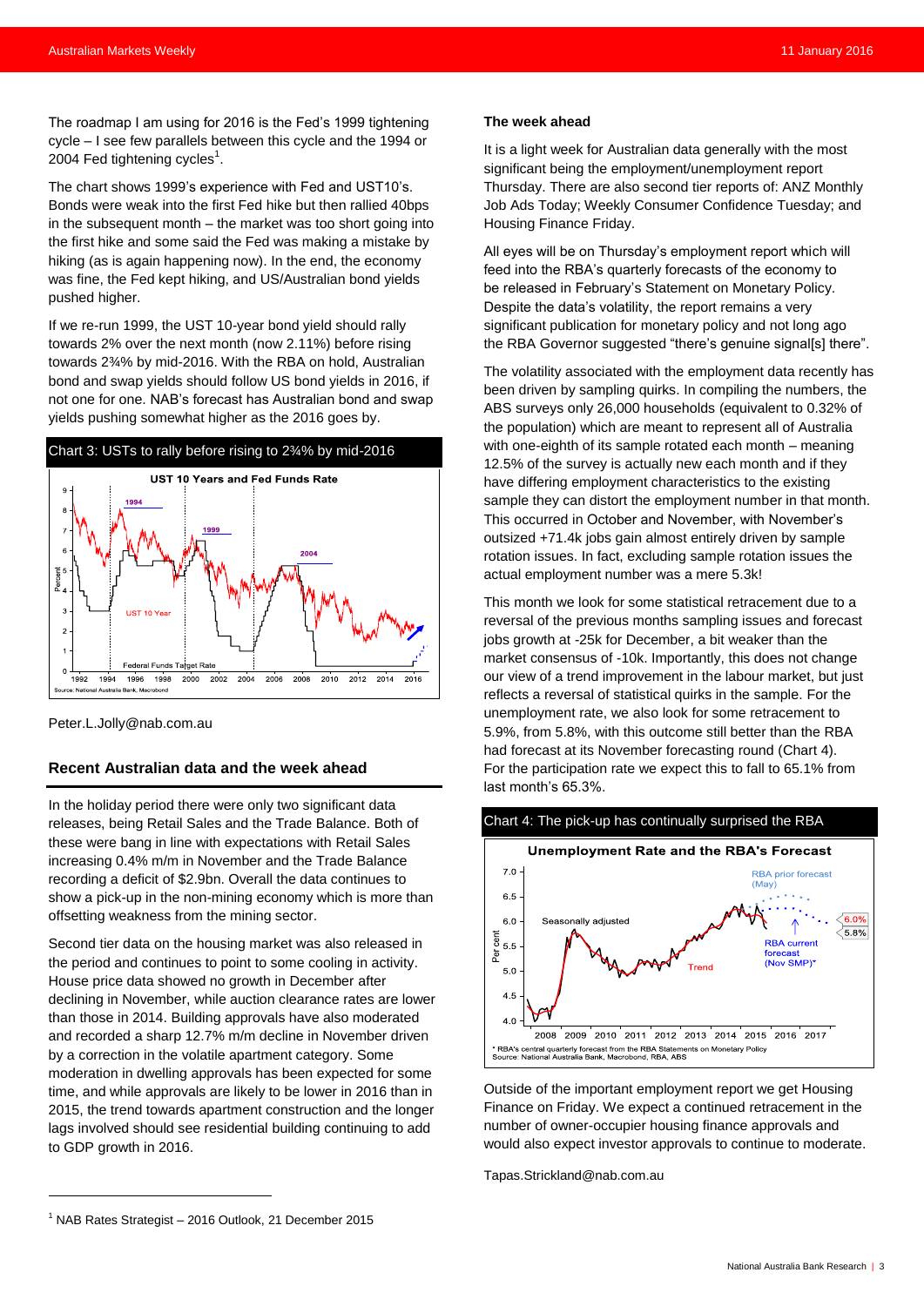The roadmap I am using for 2016 is the Fed's 1999 tightening cycle – I see few parallels between this cycle and the 1994 or 2004 Fed tightening cycles[1].

The chart shows 1999's experience with Fed and UST10's. Bonds were weak into the first Fed hike but then rallied 40bps in the subsequent month – the market was too short going into the first hike and some said the Fed was making a mistake by hiking (as is again happening now). In the end, the economy was fine, the Fed kept hiking, and US/Australian bond yields pushed higher.

If we re-run 1999, the UST 10-year bond yield should rally towards 2% over the next month (now 2.11%) before rising towards 2¾% by mid-2016. With the RBA on hold, Australian bond and swap yields should follow US bond yields in 2016, if not one for one. NAB's forecast has Australian bond and swap yields pushing somewhat higher as the 2016 goes by.

**Chart 3: USTs to rally before rising to 2¾% by mid-2016**

Peter.L.Jolly@nab.com.au

## Recent Australian data and the week ahead

In the holiday period there were only two significant data releases, being Retail Sales and the Trade Balance. Both of these were bang in line with expectations with Retail Sales increasing 0.4% m/m in November and the Trade Balance recording a deficit of $2.9bn. Overall the data continues to show a pick-up in the non-mining economy which is more than offsetting weakness from the mining sector.

Second tier data on the housing market was also released in the period and continues to point to some cooling in activity. House price data showed no growth in December after declining in November, while auction clearance rates are lower than those in 2014. Building approvals have also moderated and recorded a sharp 12.7% m/m decline in November driven by a correction in the volatile apartment category. Some moderation in dwelling approvals has been expected for some time, and while approvals are likely to be lower in 2016 than in 2015, the trend towards apartment construction and the longer lags involved should see residential building continuing to add to GDP growth in 2016.

### The week ahead

It is a light week for Australian data generally with the most significant being the employment/unemployment report Thursday. There are also second tier reports of: ANZ Monthly Job Ads Today; Weekly Consumer Confidence Tuesday; and Housing Finance Friday.

All eyes will be on Thursday's employment report which will feed into the RBA's quarterly forecasts of the economy to be released in February's Statement on Monetary Policy. Despite the data's volatility, the report remains a very significant publication for monetary policy and not long ago the RBA Governor suggested "there's genuine signal[s] there".

The volatility associated with the employment data recently has been driven by sampling quirks. In compiling the numbers, the ABS surveys only 26,000 households (equivalent to 0.32% of the population) which are meant to represent all of Australia with one-eighth of its sample rotated each month – meaning 12.5% of the survey is actually new each month and if they have differing employment characteristics to the existing sample they can distort the employment number in that month. This occurred in October and November, with November's outsized +71.4k jobs gain almost entirely driven by sample rotation issues. In fact, excluding sample rotation issues the actual employment number was a mere 5.3k!

This month we look for some statistical retracement due to a reversal of the previous months sampling issues and forecast jobs growth at -25k for December, a bit weaker than the market consensus of -10k. Importantly, this does not change our view of a trend improvement in the labour market, but just reflects a reversal of statistical quirks in the sample. For the unemployment rate, we also look for some retracement to 5.9%, from 5.8%, with this outcome still better than the RBA had forecast at its November forecasting round (Chart 4). For the participation rate we expect this to fall to 65.1% from last month's 65.3%.

**Chart 4: The pick-up has continually surprised the RBA**

Outside of the important employment report we get Housing Finance on Friday. We expect a continued retracement in the number of owner-occupier housing finance approvals and would also expect investor approvals to continue to moderate.

Tapas.Strickland@nab.com.au

---

[1] NAB Rates Strategist – 2016 Outlook, 21 December 2015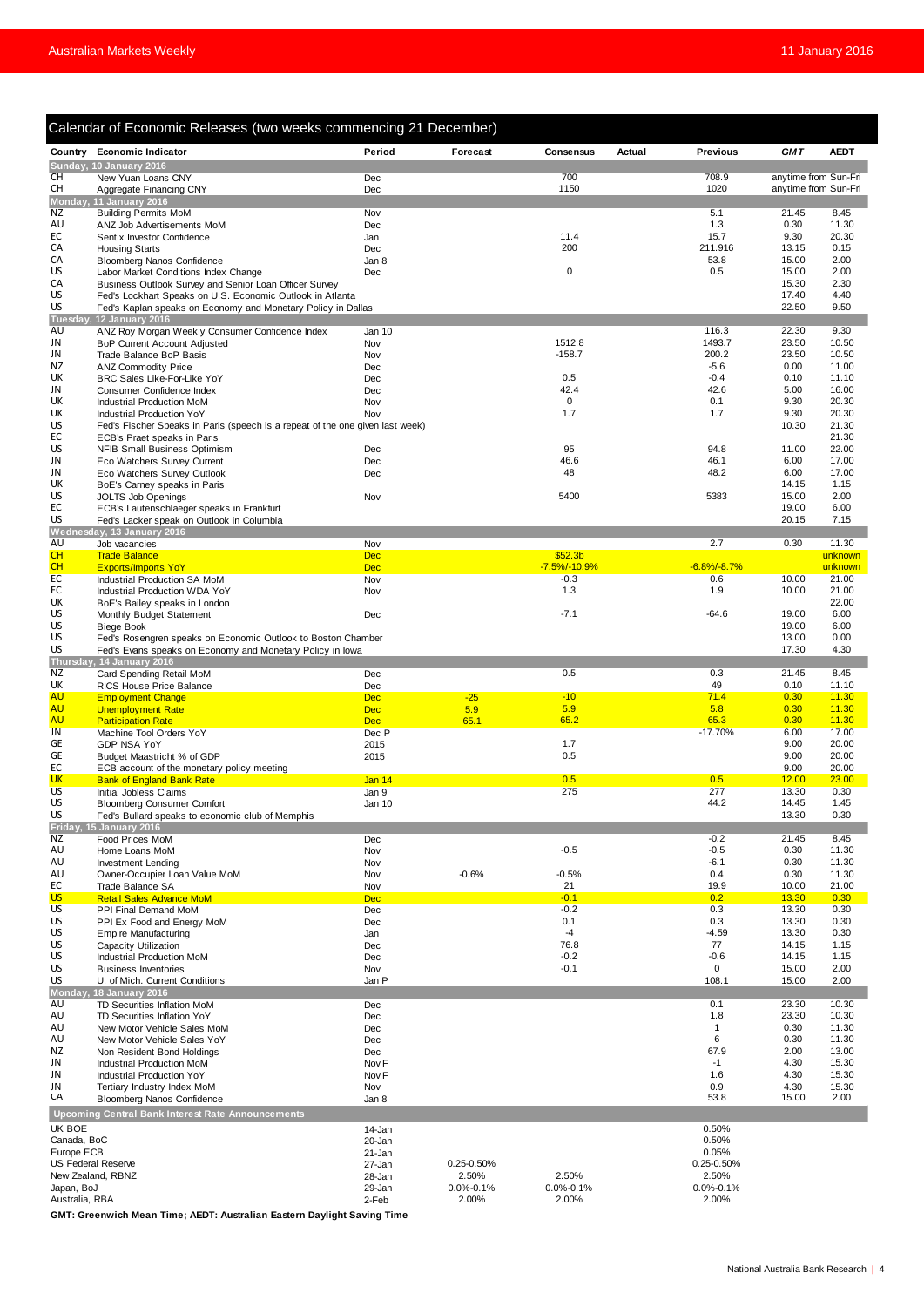## Calendar of Economic Releases (two weeks commencing 21 December)

| Country | Economic Indicator | Period | Forecast | Consensus | Actual | Previous | GMT | AEDT |
|---|---|---|---|---|---|---|---|---|
| **Sunday, 10 January 2016** | | | | | | | | |
| CH | New Yuan Loans CNY | Dec | | 700 | | 708.9 | anytime from Sun-Fri | |
| CH | Aggregate Financing CNY | Dec | | 1150 | | 1020 | anytime from Sun-Fri | |
| **Monday, 11 January 2016** | | | | | | | | |
| NZ | Building Permits MoM | Nov | | | | 5.1 | 21.45 | 8.45 |
| AU | ANZ Job Advertisements MoM | Dec | | | | 1.3 | 0.30 | 11.30 |
| EC | Sentix Investor Confidence | Jan | | 11.4 | | 15.7 | 9.30 | 20.30 |
| CA | Housing Starts | Dec | | 200 | | 211.916 | 13.15 | 0.15 |
| CA | Bloomberg Nanos Confidence | Jan 8 | | | | 53.8 | 15.00 | 2.00 |
| US | Labor Market Conditions Index Change | Dec | | 0 | | 0.5 | 15.00 | 2.00 |
| CA | Business Outlook Survey and Senior Loan Officer Survey | | | | | | 15.30 | 2.30 |
| US | Fed's Lockhart Speaks on U.S. Economic Outlook in Atlanta | | | | | | 17.40 | 4.40 |
| US | Fed's Kaplan speaks on Economy and Monetary Policy in Dallas | | | | | | 22.50 | 9.50 |
| **Tuesday, 12 January 2016** | | | | | | | | |
| AU | ANZ Roy Morgan Weekly Consumer Confidence Index | Jan 10 | | | | 116.3 | 22.30 | 9.30 |
| JN | BoP Current Account Adjusted | Nov | | 1512.8 | | 1493.7 | 23.50 | 10.50 |
| JN | Trade Balance BoP Basis | Nov | | -158.7 | | 200.2 | 23.50 | 10.50 |
| NZ | ANZ Commodity Price | Dec | | | | -5.6 | 0.00 | 11.00 |
| UK | BRC Sales Like-For-Like YoY | Dec | | 0.5 | | -0.4 | 0.10 | 11.10 |
| JN | Consumer Confidence Index | Dec | | 42.4 | | 42.6 | 5.00 | 16.00 |
| UK | Industrial Production MoM | Nov | | 0 | | 0.1 | 9.30 | 20.30 |
| UK | Industrial Production YoY | Nov | | 1.7 | | 1.7 | 9.30 | 20.30 |
| US | Fed's Fischer Speaks in Paris (speech is a repeat of the one given last week) | | | | | | 10.30 | 21.30 |
| EC | ECB's Praet speaks in Paris | | | | | | | 21.30 |
| US | NFIB Small Business Optimism | Dec | | 95 | | 94.8 | 11.00 | 22.00 |
| JN | Eco Watchers Survey Current | Dec | | 46.6 | | 46.1 | 6.00 | 17.00 |
| JN | Eco Watchers Survey Outlook | Dec | | 48 | | 48.2 | 6.00 | 17.00 |
| UK | BoE's Carney speaks in Paris | | | | | | 14.15 | 1.15 |
| US | JOLTS Job Openings | Nov | | 5400 | | 5383 | 15.00 | 2.00 |
| EC | ECB's Lautenschlaeger speaks in Frankfurt | | | | | | 19.00 | 6.00 |
| US | Fed's Lacker speak on Outlook in Columbia | | | | | | 20.15 | 7.15 |
| **Wednesday, 13 January 2016** | | | | | | | | |
| AU | Job vacancies | Nov | | | | 2.7 | 0.30 | 11.30 |
| CH | Trade Balance | Dec | | $52.3b | | | | unknown |
| CH | Exports/Imports YoY | Dec | | -7.5%/-10.9% | | -6.8%/-8.7% | | unknown |
| EC | Industrial Production SA MoM | Nov | | -0.3 | | 0.6 | 10.00 | 21.00 |
| EC | Industrial Production WDA YoY | Nov | | 1.3 | | 1.9 | 10.00 | 21.00 |
| UK | BoE's Bailey speaks in London | | | | | | | 22.00 |
| US | Monthly Budget Statement | Dec | | -7.1 | | -64.6 | 19.00 | 6.00 |
| US | Biege Book | | | | | | 19.00 | 6.00 |
| US | Fed's Rosengren speaks on Economic Outlook to Boston Chamber | | | | | | 13.00 | 0.00 |
| US | Fed's Evans speaks on Economy and Monetary Policy in Iowa | | | | | | 17.30 | 4.30 |
| **Thursday, 14 January 2016** | | | | | | | | |
| NZ | Card Spending Retail MoM | Dec | | 0.5 | | 0.3 | 21.45 | 8.45 |
| UK | RICS House Price Balance | Dec | | | | 49 | 0.10 | 11.10 |
| AU | Employment Change | Dec | -25 | -10 | | 71.4 | 0.30 | 11.30 |
| AU | Unemployment Rate | Dec | 5.9 | 5.9 | | 5.8 | 0.30 | 11.30 |
| AU | Participation Rate | Dec | 65.1 | 65.2 | | 65.3 | 0.30 | 11.30 |
| JN | Machine Tool Orders YoY | Dec P | | | | -17.70% | 6.00 | 17.00 |
| GE | GDP NSA YoY | 2015 | | 1.7 | | | 9.00 | 20.00 |
| GE | Budget Maastricht % of GDP | 2015 | | 0.5 | | | 9.00 | 20.00 |
| EC | ECB account of the monetary policy meeting | | | | | | 9.00 | 20.00 |
| UK | Bank of England Bank Rate | Jan 14 | | 0.5 | | 0.5 | 12.00 | 23.00 |
| US | Initial Jobless Claims | Jan 9 | | 275 | | 277 | 13.30 | 0.30 |
| US | Bloomberg Consumer Comfort | Jan 10 | | | | 44.2 | 14.45 | 1.45 |
| US | Fed's Bullard speaks to economic club of Memphis | | | | | | 13.30 | 0.30 |
| **Friday, 15 January 2016** | | | | | | | | |
| NZ | Food Prices MoM | Dec | | | | -0.2 | 21.45 | 8.45 |
| AU | Home Loans MoM | Nov | | -0.5 | | -0.5 | 0.30 | 11.30 |
| AU | Investment Lending | Nov | | | | -6.1 | 0.30 | 11.30 |
| AU | Owner-Occupier Loan Value MoM | Nov | -0.6% | -0.5% | | 0.4 | 0.30 | 11.30 |
| EC | Trade Balance SA | Nov | | 21 | | 19.9 | 10.00 | 21.00 |
| US | Retail Sales Advance MoM | Dec | | -0.1 | | 0.2 | 13.30 | 0.30 |
| US | PPI Final Demand MoM | Dec | | -0.2 | | 0.3 | 13.30 | 0.30 |
| US | PPI Ex Food and Energy MoM | Dec | | 0.1 | | 0.3 | 13.30 | 0.30 |
| US | Empire Manufacturing | Jan | | -4 | | -4.59 | 13.30 | 0.30 |
| US | Capacity Utilization | Dec | | 76.8 | | 77 | 14.15 | 1.15 |
| US | Industrial Production MoM | Dec | | -0.2 | | -0.6 | 14.15 | 1.15 |
| US | Business Inventories | Nov | | -0.1 | | 0 | 15.00 | 2.00 |
| US | U. of Mich. Current Conditions | Jan P | | | | 108.1 | 15.00 | 2.00 |
| **Monday, 18 January 2016** | | | | | | | | |
| AU | TD Securities Inflation MoM | Dec | | | | 0.1 | 23.30 | 10.30 |
| AU | TD Securities Inflation YoY | Dec | | | | 1.8 | 23.30 | 10.30 |
| AU | New Motor Vehicle Sales MoM | Dec | | | | 1 | 0.30 | 11.30 |
| AU | New Motor Vehicle Sales YoY | Dec | | | | 6 | 0.30 | 11.30 |
| NZ | Non Resident Bond Holdings | Dec | | | | 67.9 | 2.00 | 13.00 |
| JN | Industrial Production MoM | Nov F | | | | -1 | 4.30 | 15.30 |
| JN | Industrial Production YoY | Nov F | | | | 1.6 | 4.30 | 15.30 |
| JN | Tertiary Industry Index MoM | Nov | | | | 0.9 | 4.30 | 15.30 |
| CA | Bloomberg Nanos Confidence | Jan 8 | | | | 53.8 | 15.00 | 2.00 |

### Upcoming Central Bank Interest Rate Announcements

| Central Bank | Date | Forecast | Consensus | Previous |
|---|---|---|---|---|
| UK BOE | 14-Jan | | | 0.50% |
| Canada, BoC | 20-Jan | | | 0.50% |
| Europe ECB | 21-Jan | | | 0.05% |
| US Federal Reserve | 27-Jan | 0.25-0.50% | | 0.25-0.50% |
| New Zealand, RBNZ | 28-Jan | 2.50% | 2.50% | 2.50% |
| Japan, BoJ | 29-Jan | 0.0%-0.1% | 0.0%-0.1% | 0.0%-0.1% |
| Australia, RBA | 2-Feb | 2.00% | 2.00% | 2.00% |

**GMT: Greenwich Mean Time; AEDT: Australian Eastern Daylight Saving Time**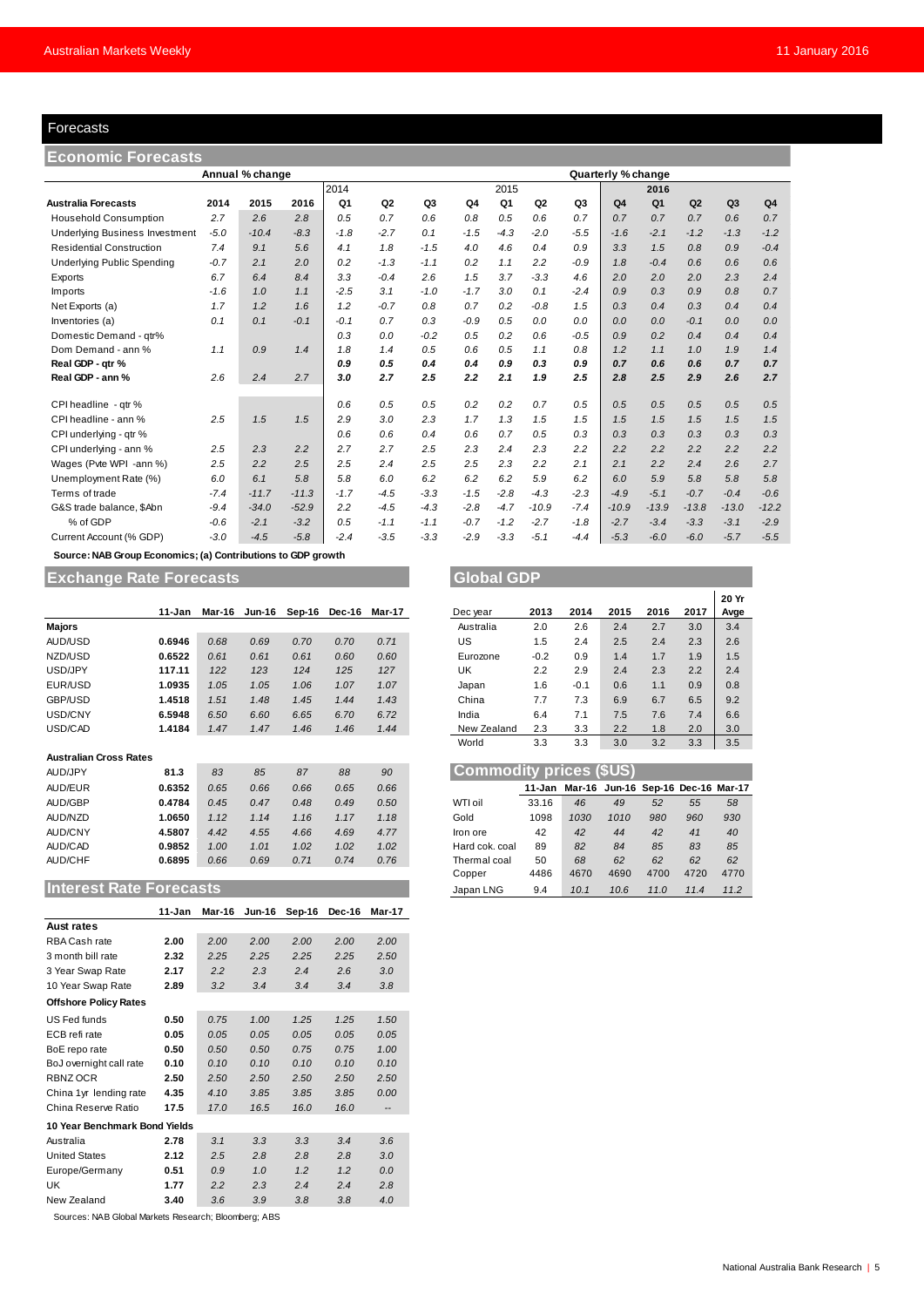# Forecasts

## Economic Forecasts

| Australia Forecasts | Annual % change 2014 | 2015 | 2016 | Quarterly % change 2014 Q1 | Q2 | Q3 | Q4 | 2015 Q1 | Q2 | Q3 | Q4 | 2016 Q1 | Q2 | Q3 | Q4 |
|---|---|---|---|---|---|---|---|---|---|---|---|---|---|---|---|
| Household Consumption | 2.7 | 2.6 | 2.8 | 0.5 | 0.7 | 0.6 | 0.8 | 0.5 | 0.6 | 0.7 | 0.7 | 0.7 | 0.7 | 0.6 | 0.7 |
| Underlying Business Investment | -5.0 | -10.4 | -8.3 | -1.8 | -2.7 | 0.1 | -1.5 | -4.3 | -2.0 | -5.5 | -1.6 | -2.1 | -1.2 | -1.3 | -1.2 |
| Residential Construction | 7.4 | 9.1 | 5.6 | 4.1 | 1.8 | -1.5 | 4.0 | 4.6 | 0.4 | 0.9 | 3.3 | 1.5 | 0.8 | 0.9 | -0.4 |
| Underlying Public Spending | -0.7 | 2.1 | 2.0 | 0.2 | -1.3 | -1.1 | 0.2 | 1.1 | 2.2 | -0.9 | 1.8 | -0.4 | 0.6 | 0.6 | 0.6 |
| Exports | 6.7 | 6.4 | 8.4 | 3.3 | -0.4 | 2.6 | 1.5 | 3.7 | -3.3 | 4.6 | 2.0 | 2.0 | 2.0 | 2.3 | 2.4 |
| Imports | -1.6 | 1.0 | 1.1 | -2.5 | 3.1 | -1.0 | -1.7 | 3.0 | 0.1 | -2.4 | 0.9 | 0.3 | 0.9 | 0.8 | 0.7 |
| Net Exports (a) | 1.7 | 1.2 | 1.6 | 1.2 | -0.7 | 0.8 | 0.7 | 0.2 | -0.8 | 1.5 | 0.3 | 0.4 | 0.3 | 0.4 | 0.4 |
| Inventories (a) | 0.1 | 0.1 | -0.1 | -0.1 | 0.7 | 0.3 | -0.9 | 0.5 | 0.0 | 0.0 | 0.0 | 0.0 | -0.1 | 0.0 | 0.0 |
| Domestic Demand - qtr% | | | | 0.3 | 0.0 | -0.2 | 0.5 | 0.2 | 0.6 | -0.5 | 0.9 | 0.2 | 0.4 | 0.4 | 0.4 |
| Dom Demand - ann % | 1.1 | 0.9 | 1.4 | 1.8 | 1.4 | 0.5 | 0.6 | 0.5 | 1.1 | 0.8 | 1.2 | 1.1 | 1.0 | 1.9 | 1.4 |
| **Real GDP - qtr %** | | | | **0.9** | **0.5** | **0.4** | **0.4** | **0.9** | **0.3** | **0.9** | **0.7** | **0.6** | **0.6** | **0.7** | **0.7** |
| **Real GDP - ann %** | 2.6 | 2.4 | 2.7 | **3.0** | **2.7** | **2.5** | **2.2** | **2.1** | **1.9** | **2.5** | **2.8** | **2.5** | **2.9** | **2.6** | **2.7** |
| | | | | | | | | | | | | | | | |
| CPI headline - qtr % | | | | 0.6 | 0.5 | 0.5 | 0.2 | 0.2 | 0.7 | 0.5 | 0.5 | 0.5 | 0.5 | 0.5 | 0.5 |
| CPI headline - ann % | 2.5 | 1.5 | 1.5 | 2.9 | 3.0 | 2.3 | 1.7 | 1.3 | 1.5 | 1.5 | 1.5 | 1.5 | 1.5 | 1.5 | 1.5 |
| CPI underlying - qtr % | | | | 0.6 | 0.6 | 0.4 | 0.6 | 0.7 | 0.5 | 0.3 | 0.3 | 0.3 | 0.3 | 0.3 | 0.3 |
| CPI underlying - ann % | 2.5 | 2.3 | 2.2 | 2.7 | 2.7 | 2.5 | 2.3 | 2.4 | 2.3 | 2.2 | 2.2 | 2.2 | 2.2 | 2.2 | 2.2 |
| Wages (Pvte WPI -ann %) | 2.5 | 2.2 | 2.5 | 2.5 | 2.4 | 2.5 | 2.5 | 2.3 | 2.2 | 2.1 | 2.1 | 2.2 | 2.4 | 2.6 | 2.7 |
| Unemployment Rate (%) | 6.0 | 6.1 | 5.8 | 5.8 | 6.0 | 6.2 | 6.2 | 6.2 | 5.9 | 6.2 | 6.0 | 5.9 | 5.8 | 5.8 | 5.8 |
| Terms of trade | -7.4 | -11.7 | -11.3 | -1.7 | -4.5 | -3.3 | -1.5 | -2.8 | -4.3 | -2.3 | -4.9 | -5.1 | -0.7 | -0.4 | -0.6 |
| G&S trade balance, $Abn | -9.4 | -34.0 | -52.9 | 2.2 | -4.5 | -4.3 | -2.8 | -4.7 | -10.9 | -7.4 | -10.9 | -13.9 | -13.8 | -13.0 | -12.2 |
| % of GDP | -0.6 | -2.1 | -3.2 | 0.5 | -1.1 | -1.1 | -0.7 | -1.2 | -2.7 | -1.8 | -2.7 | -3.4 | -3.3 | -3.1 | -2.9 |
| Current Account (% GDP) | -3.0 | -4.5 | -5.8 | -2.4 | -3.5 | -3.3 | -2.9 | -3.3 | -5.1 | -4.4 | -5.3 | -6.0 | -6.0 | -5.7 | -5.5 |

**Source: NAB Group Economics; (a) Contributions to GDP growth**

## Exchange Rate Forecasts

| | 11-Jan | Mar-16 | Jun-16 | Sep-16 | Dec-16 | Mar-17 |
|---|---|---|---|---|---|---|
| **Majors** | | | | | | |
| AUD/USD | **0.6946** | 0.68 | 0.69 | 0.70 | 0.70 | 0.71 |
| NZD/USD | **0.6522** | 0.61 | 0.61 | 0.61 | 0.60 | 0.60 |
| USD/JPY | **117.11** | 122 | 123 | 124 | 125 | 127 |
| EUR/USD | **1.0935** | 1.05 | 1.05 | 1.06 | 1.07 | 1.07 |
| GBP/USD | **1.4518** | 1.51 | 1.48 | 1.45 | 1.44 | 1.43 |
| USD/CNY | **6.5948** | 6.50 | 6.60 | 6.65 | 6.70 | 6.72 |
| USD/CAD | **1.4184** | 1.47 | 1.47 | 1.46 | 1.46 | 1.44 |
| | | | | | | |
| **Australian Cross Rates** | | | | | | |
| AUD/JPY | **81.3** | 83 | 85 | 87 | 88 | 90 |
| AUD/EUR | **0.6352** | 0.65 | 0.66 | 0.66 | 0.65 | 0.66 |
| AUD/GBP | **0.4784** | 0.45 | 0.47 | 0.48 | 0.49 | 0.50 |
| AUD/NZD | **1.0650** | 1.12 | 1.14 | 1.16 | 1.17 | 1.18 |
| AUD/CNY | **4.5807** | 4.42 | 4.55 | 4.66 | 4.69 | 4.77 |
| AUD/CAD | **0.9852** | 1.00 | 1.01 | 1.02 | 1.02 | 1.02 |
| AUD/CHF | **0.6895** | 0.66 | 0.69 | 0.71 | 0.74 | 0.76 |

## Interest Rate Forecasts

| | 11-Jan | Mar-16 | Jun-16 | Sep-16 | Dec-16 | Mar-17 |
|---|---|---|---|---|---|---|
| **Aust rates** | | | | | | |
| RBA Cash rate | **2.00** | 2.00 | 2.00 | 2.00 | 2.00 | 2.00 |
| 3 month bill rate | **2.32** | 2.25 | 2.25 | 2.25 | 2.25 | 2.50 |
| 3 Year Swap Rate | **2.17** | 2.2 | 2.3 | 2.4 | 2.6 | 3.0 |
| 10 Year Swap Rate | **2.89** | 3.2 | 3.4 | 3.4 | 3.4 | 3.8 |
| **Offshore Policy Rates** | | | | | | |
| US Fed funds | **0.50** | 0.75 | 1.00 | 1.25 | 1.25 | 1.50 |
| ECB refi rate | **0.05** | 0.05 | 0.05 | 0.05 | 0.05 | 0.05 |
| BoE repo rate | **0.50** | 0.50 | 0.50 | 0.75 | 0.75 | 1.00 |
| BoJ overnight call rate | **0.10** | 0.10 | 0.10 | 0.10 | 0.10 | 0.10 |
| RBNZ OCR | **2.50** | 2.50 | 2.50 | 2.50 | 2.50 | 2.50 |
| China 1yr lending rate | **4.35** | 4.10 | 3.85 | 3.85 | 3.85 | 0.00 |
| China Reserve Ratio | **17.5** | 17.0 | 16.5 | 16.0 | 16.0 | -- |
| **10 Year Benchmark Bond Yields** | | | | | | |
| Australia | **2.78** | 3.1 | 3.3 | 3.3 | 3.4 | 3.6 |
| United States | **2.12** | 2.5 | 2.8 | 2.8 | 2.8 | 3.0 |
| Europe/Germany | **0.51** | 0.9 | 1.0 | 1.2 | 1.2 | 0.0 |
| UK | **1.77** | 2.2 | 2.3 | 2.4 | 2.4 | 2.8 |
| New Zealand | **3.40** | 3.6 | 3.9 | 3.8 | 3.8 | 4.0 |

Sources: NAB Global Markets Research; Bloomberg; ABS

## Global GDP

| Dec year | 2013 | 2014 | 2015 | 2016 | 2017 | 20 Yr Avge |
|---|---|---|---|---|---|---|
| Australia | 2.0 | 2.6 | 2.4 | 2.7 | 3.0 | 3.4 |
| US | 1.5 | 2.4 | 2.5 | 2.4 | 2.3 | 2.6 |
| Eurozone | -0.2 | 0.9 | 1.4 | 1.7 | 1.9 | 1.5 |
| UK | 2.2 | 2.9 | 2.4 | 2.3 | 2.2 | 2.4 |
| Japan | 1.6 | -0.1 | 0.6 | 1.1 | 0.9 | 0.8 |
| China | 7.7 | 7.3 | 6.9 | 6.7 | 6.5 | 9.2 |
| India | 6.4 | 7.1 | 7.5 | 7.6 | 7.4 | 6.6 |
| New Zealand | 2.3 | 3.3 | 2.2 | 1.8 | 2.0 | 3.0 |
| World | 3.3 | 3.3 | 3.0 | 3.2 | 3.3 | 3.5 |

## Commodity prices ($US)

| | 11-Jan | Mar-16 | Jun-16 | Sep-16 | Dec-16 | Mar-17 |
|---|---|---|---|---|---|---|
| WTI oil | 33.16 | 46 | 49 | 52 | 55 | 58 |
| Gold | 1098 | 1030 | 1010 | 980 | 960 | 930 |
| Iron ore | 42 | 42 | 44 | 42 | 41 | 40 |
| Hard cok. coal | 89 | 82 | 84 | 85 | 83 | 85 |
| Thermal coal | 50 | 68 | 62 | 62 | 62 | 62 |
| Copper | 4486 | 4670 | 4690 | 4700 | 4720 | 4770 |
| Japan LNG | 9.4 | 10.1 | 10.6 | 11.0 | 11.4 | 11.2 |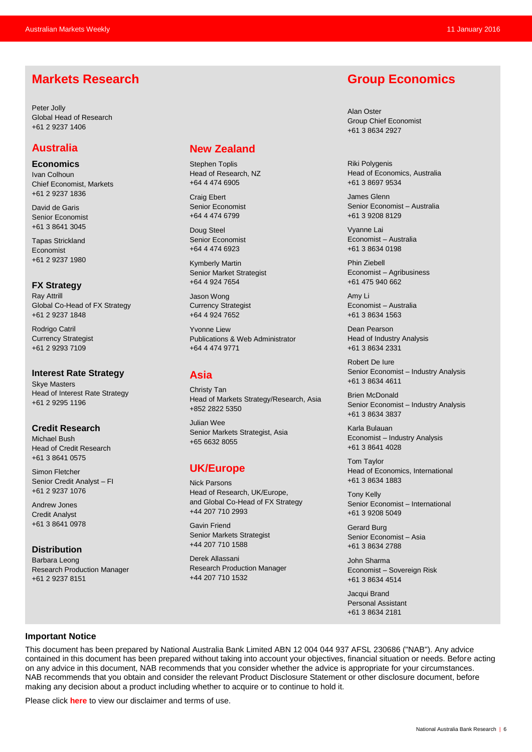## Markets Research

Peter Jolly
Global Head of Research
+61 2 9237 1406

### Australia

**Economics**

Ivan Colhoun
Chief Economist, Markets
+61 2 9237 1836

David de Garis
Senior Economist
+61 3 8641 3045

Tapas Strickland
Economist
+61 2 9237 1980

**FX Strategy**

Ray Attrill
Global Co-Head of FX Strategy
+61 2 9237 1848

Rodrigo Catril
Currency Strategist
+61 2 9293 7109

**Interest Rate Strategy**

Skye Masters
Head of Interest Rate Strategy
+61 2 9295 1196

**Credit Research**

Michael Bush
Head of Credit Research
+61 3 8641 0575

Simon Fletcher
Senior Credit Analyst – FI
+61 2 9237 1076

Andrew Jones
Credit Analyst
+61 3 8641 0978

**Distribution**

Barbara Leong
Research Production Manager
+61 2 9237 8151

### New Zealand

Stephen Toplis
Head of Research, NZ
+64 4 474 6905

Craig Ebert
Senior Economist
+64 4 474 6799

Doug Steel
Senior Economist
+64 4 474 6923

Kymberly Martin
Senior Market Strategist
+64 4 924 7654

Jason Wong
Currency Strategist
+64 4 924 7652

Yvonne Liew
Publications & Web Administrator
+64 4 474 9771

### Asia

Christy Tan
Head of Markets Strategy/Research, Asia
+852 2822 5350

Julian Wee
Senior Markets Strategist, Asia
+65 6632 8055

### UK/Europe

Nick Parsons
Head of Research, UK/Europe,
and Global Co-Head of FX Strategy
+44 207 710 2993

Gavin Friend
Senior Markets Strategist
+44 207 710 1588

Derek Allassani
Research Production Manager
+44 207 710 1532

## Group Economics

Alan Oster
Group Chief Economist
+61 3 8634 2927

Riki Polygenis
Head of Economics, Australia
+61 3 8697 9534

James Glenn
Senior Economist – Australia
+61 3 9208 8129

Vyanne Lai
Economist – Australia
+61 3 8634 0198

Phin Ziebell
Economist – Agribusiness
+61 475 940 662

Amy Li
Economist – Australia
+61 3 8634 1563

Dean Pearson
Head of Industry Analysis
+61 3 8634 2331

Robert De Iure
Senior Economist – Industry Analysis
+61 3 8634 4611

Brien McDonald
Senior Economist – Industry Analysis
+61 3 8634 3837

Karla Bulauan
Economist – Industry Analysis
+61 3 8641 4028

Tom Taylor
Head of Economics, International
+61 3 8634 1883

Tony Kelly
Senior Economist – International
+61 3 9208 5049

Gerard Burg
Senior Economist – Asia
+61 3 8634 2788

John Sharma
Economist – Sovereign Risk
+61 3 8634 4514

Jacqui Brand
Personal Assistant
+61 3 8634 2181

**Important Notice**

This document has been prepared by National Australia Bank Limited ABN 12 004 044 937 AFSL 230686 ("NAB"). Any advice contained in this document has been prepared without taking into account your objectives, financial situation or needs. Before acting on any advice in this document, NAB recommends that you consider whether the advice is appropriate for your circumstances. NAB recommends that you obtain and consider the relevant Product Disclosure Statement or other disclosure document, before making any decision about a product including whether to acquire or to continue to hold it.

Please click **here** to view our disclaimer and terms of use.